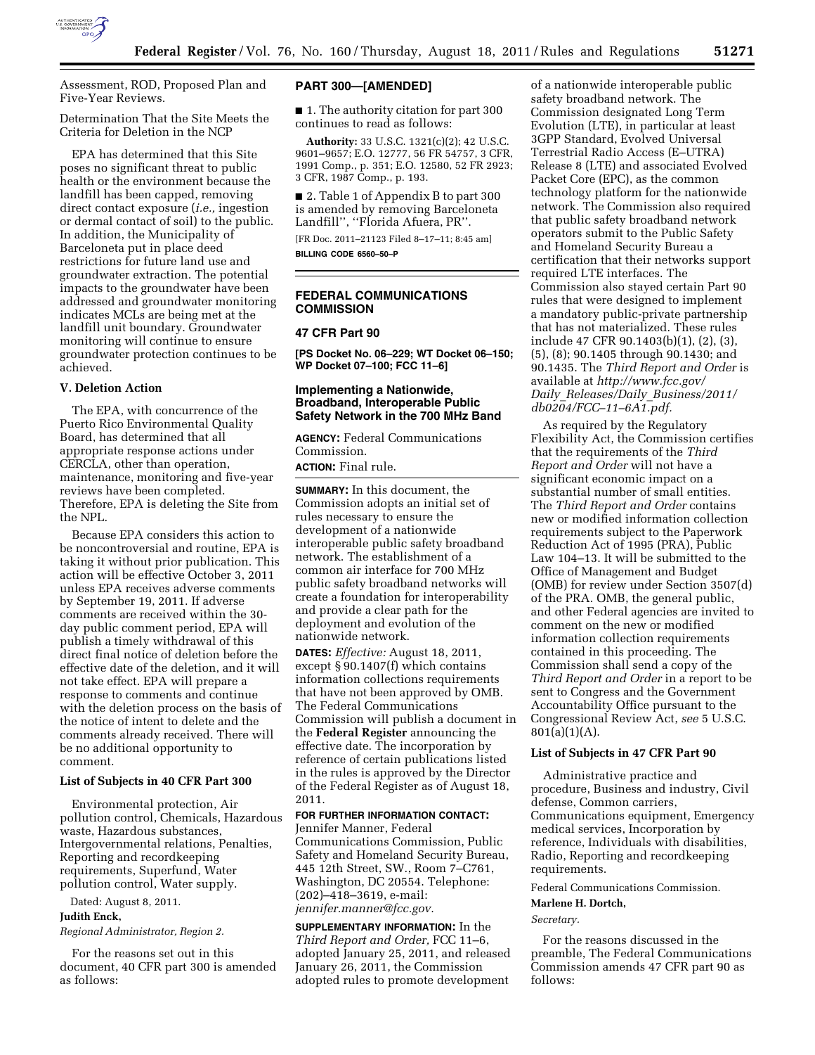Assessment, ROD, Proposed Plan and Five-Year Reviews.

Determination That the Site Meets the Criteria for Deletion in the NCP

EPA has determined that this Site poses no significant threat to public health or the environment because the landfill has been capped, removing direct contact exposure (*i.e.,* ingestion or dermal contact of soil) to the public. In addition, the Municipality of Barceloneta put in place deed restrictions for future land use and groundwater extraction. The potential impacts to the groundwater have been addressed and groundwater monitoring indicates MCLs are being met at the landfill unit boundary. Groundwater monitoring will continue to ensure groundwater protection continues to be achieved.

### V. Deletion Action

The EPA, with concurrence of the Puerto Rico Environmental Quality Board, has determined that all appropriate response actions under CERCLA, other than operation, maintenance, monitoring and five-year reviews have been completed. Therefore, EPA is deleting the Site from the NPL.

Because EPA considers this action to be noncontroversial and routine, EPA is taking it without prior publication. This action will be effective October 3, 2011 unless EPA receives adverse comments by September 19, 2011. If adverse comments are received within the 30-day public comment period, EPA will publish a timely withdrawal of this direct final notice of deletion before the effective date of the deletion, and it will not take effect. EPA will prepare a response to comments and continue with the deletion process on the basis of the notice of intent to delete and the comments already received. There will be no additional opportunity to comment.

### List of Subjects in 40 CFR Part 300

Environmental protection, Air pollution control, Chemicals, Hazardous waste, Hazardous substances, Intergovernmental relations, Penalties, Reporting and recordkeeping requirements, Superfund, Water pollution control, Water supply.

Dated: August 8, 2011.

**Judith Enck,**

*Regional Administrator, Region 2.*

For the reasons set out in this document, 40 CFR part 300 is amended as follows:

## PART 300—[AMENDED]

■ 1. The authority citation for part 300 continues to read as follows:

**Authority:** 33 U.S.C. 1321(c)(2); 42 U.S.C. 9601–9657; E.O. 12777, 56 FR 54757, 3 CFR, 1991 Comp., p. 351; E.O. 12580, 52 FR 2923; 3 CFR, 1987 Comp., p. 193.

■ 2. Table 1 of Appendix B to part 300 is amended by removing Barceloneta Landfill'', ''Florida Afuera, PR''.

[FR Doc. 2011–21123 Filed 8–17–11; 8:45 am]

**BILLING CODE 6560–50–P**

## FEDERAL COMMUNICATIONS COMMISSION

### 47 CFR Part 90

**[PS Docket No. 06–229; WT Docket 06–150; WP Docket 07–100; FCC 11–6]**

### Implementing a Nationwide, Broadband, Interoperable Public Safety Network in the 700 MHz Band

**AGENCY:** Federal Communications Commission.

**ACTION:** Final rule.

**SUMMARY:** In this document, the Commission adopts an initial set of rules necessary to ensure the development of a nationwide interoperable public safety broadband network. The establishment of a common air interface for 700 MHz public safety broadband networks will create a foundation for interoperability and provide a clear path for the deployment and evolution of the nationwide network.

**DATES:** *Effective:* August 18, 2011, except § 90.1407(f) which contains information collections requirements that have not been approved by OMB. The Federal Communications Commission will publish a document in the **Federal Register** announcing the effective date. The incorporation by reference of certain publications listed in the rules is approved by the Director of the Federal Register as of August 18, 2011.

**FOR FURTHER INFORMATION CONTACT:** Jennifer Manner, Federal Communications Commission, Public Safety and Homeland Security Bureau, 445 12th Street, SW., Room 7–C761, Washington, DC 20554. Telephone: (202)–418–3619, e-mail: *jennifer.manner@fcc.gov.*

**SUPPLEMENTARY INFORMATION:** In the *Third Report and Order,* FCC 11–6, adopted January 25, 2011, and released January 26, 2011, the Commission adopted rules to promote development of a nationwide interoperable public safety broadband network. The Commission designated Long Term Evolution (LTE), in particular at least 3GPP Standard, Evolved Universal Terrestrial Radio Access (E–UTRA) Release 8 (LTE) and associated Evolved Packet Core (EPC), as the common technology platform for the nationwide network. The Commission also required that public safety broadband network operators submit to the Public Safety and Homeland Security Bureau a certification that their networks support required LTE interfaces. The Commission also stayed certain Part 90 rules that were designed to implement a mandatory public-private partnership that has not materialized. These rules include 47 CFR 90.1403(b)(1), (2), (3), (5), (8); 90.1405 through 90.1430; and 90.1435. The *Third Report and Order* is available at *http://www.fcc.gov/Daily_Releases/Daily_Business/2011/db0204/FCC–11–6A1.pdf.*

As required by the Regulatory Flexibility Act, the Commission certifies that the requirements of the *Third Report and Order* will not have a significant economic impact on a substantial number of small entities. The *Third Report and Order* contains new or modified information collection requirements subject to the Paperwork Reduction Act of 1995 (PRA), Public Law 104–13. It will be submitted to the Office of Management and Budget (OMB) for review under Section 3507(d) of the PRA. OMB, the general public, and other Federal agencies are invited to comment on the new or modified information collection requirements contained in this proceeding. The Commission shall send a copy of the *Third Report and Order* in a report to be sent to Congress and the Government Accountability Office pursuant to the Congressional Review Act, *see* 5 U.S.C. 801(a)(1)(A).

### List of Subjects in 47 CFR Part 90

Administrative practice and procedure, Business and industry, Civil defense, Common carriers, Communications equipment, Emergency medical services, Incorporation by reference, Individuals with disabilities, Radio, Reporting and recordkeeping requirements.

Federal Communications Commission.

**Marlene H. Dortch,**

*Secretary.*

For the reasons discussed in the preamble, The Federal Communications Commission amends 47 CFR part 90 as follows: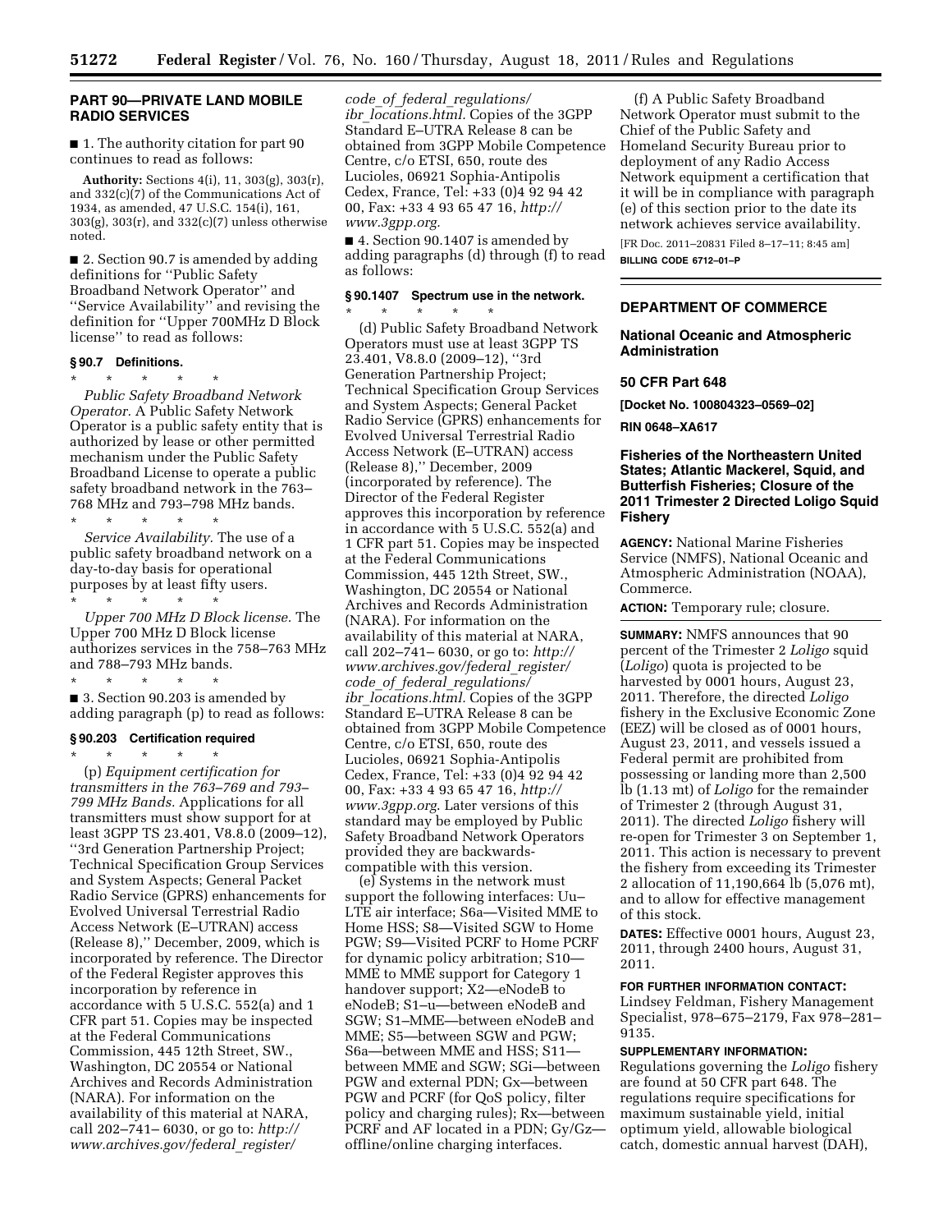## PART 90—PRIVATE LAND MOBILE RADIO SERVICES

■ 1. The authority citation for part 90 continues to read as follows:

**Authority:** Sections 4(i), 11, 303(g), 303(r), and 332(c)(7) of the Communications Act of 1934, as amended, 47 U.S.C. 154(i), 161, 303(g), 303(r), and 332(c)(7) unless otherwise noted.

■ 2. Section 90.7 is amended by adding definitions for "Public Safety Broadband Network Operator" and "Service Availability" and revising the definition for "Upper 700MHz D Block license" to read as follows:

### § 90.7 Definitions.

\* \* \* \* \*

*Public Safety Broadband Network Operator.* A Public Safety Network Operator is a public safety entity that is authorized by lease or other permitted mechanism under the Public Safety Broadband License to operate a public safety broadband network in the 763–768 MHz and 793–798 MHz bands.

\* \* \* \* \*

*Service Availability.* The use of a public safety broadband network on a day-to-day basis for operational purposes by at least fifty users.

\* \* \* \* \*

*Upper 700 MHz D Block license.* The Upper 700 MHz D Block license authorizes services in the 758–763 MHz and 788–793 MHz bands.

\* \* \* \* \*

■ 3. Section 90.203 is amended by adding paragraph (p) to read as follows:

### § 90.203 Certification required

\* \* \* \* \*

(p) *Equipment certification for transmitters in the 763–769 and 793–799 MHz Bands.* Applications for all transmitters must show support for at least 3GPP TS 23.401, V8.8.0 (2009–12), "3rd Generation Partnership Project; Technical Specification Group Services and System Aspects; General Packet Radio Service (GPRS) enhancements for Evolved Universal Terrestrial Radio Access Network (E–UTRAN) access (Release 8)," December, 2009, which is incorporated by reference. The Director of the Federal Register approves this incorporation by reference in accordance with 5 U.S.C. 552(a) and 1 CFR part 51. Copies may be inspected at the Federal Communications Commission, 445 12th Street, SW., Washington, DC 20554 or National Archives and Records Administration (NARA). For information on the availability of this material at NARA, call 202–741– 6030, or go to: *http://www.archives.gov/federal_register/code_of_federal_regulations/ibr_locations.html.* Copies of the 3GPP Standard E–UTRA Release 8 can be obtained from 3GPP Mobile Competence Centre, c/o ETSI, 650, route des Lucioles, 06921 Sophia-Antipolis Cedex, France, Tel: +33 (0)4 92 94 42 00, Fax: +33 4 93 65 47 16, *http://www.3gpp.org.*

■ 4. Section 90.1407 is amended by adding paragraphs (d) through (f) to read as follows:

### § 90.1407 Spectrum use in the network.

\* \* \* \* \*

(d) Public Safety Broadband Network Operators must use at least 3GPP TS 23.401, V8.8.0 (2009–12), "3rd Generation Partnership Project; Technical Specification Group Services and System Aspects; General Packet Radio Service (GPRS) enhancements for Evolved Universal Terrestrial Radio Access Network (E–UTRAN) access (Release 8)," December, 2009 (incorporated by reference). The Director of the Federal Register approves this incorporation by reference in accordance with 5 U.S.C. 552(a) and 1 CFR part 51. Copies may be inspected at the Federal Communications Commission, 445 12th Street, SW., Washington, DC 20554 or National Archives and Records Administration (NARA). For information on the availability of this material at NARA, call 202–741– 6030, or go to: *http://www.archives.gov/federal_register/code_of_federal_regulations/ibr_locations.html.* Copies of the 3GPP Standard E–UTRA Release 8 can be obtained from 3GPP Mobile Competence Centre, c/o ETSI, 650, route des Lucioles, 06921 Sophia-Antipolis Cedex, France, Tel: +33 (0)4 92 94 42 00, Fax: +33 4 93 65 47 16, *http://www.3gpp.org.* Later versions of this standard may be employed by Public Safety Broadband Network Operators provided they are backwards-compatible with this version.

(e) Systems in the network must support the following interfaces: Uu–LTE air interface; S6a—Visited MME to Home HSS; S8—Visited SGW to Home PGW; S9—Visited PCRF to Home PCRF for dynamic policy arbitration; S10—MME to MME support for Category 1 handover support; X2—eNodeB to eNodeB; S1–u—between eNodeB and SGW; S1–MME—between eNodeB and MME; S5—between SGW and PGW; S6a—between MME and HSS; S11—between MME and SGW; SGi—between PGW and external PDN; Gx—between PGW and PCRF (for QoS policy, filter policy and charging rules); Rx—between PCRF and AF located in a PDN; Gy/Gz—offline/online charging interfaces.

(f) A Public Safety Broadband Network Operator must submit to the Chief of the Public Safety and Homeland Security Bureau prior to deployment of any Radio Access Network equipment a certification that it will be in compliance with paragraph (e) of this section prior to the date its network achieves service availability.

[FR Doc. 2011–20831 Filed 8–17–11; 8:45 am]

**BILLING CODE 6712–01–P**

---

## DEPARTMENT OF COMMERCE

### National Oceanic and Atmospheric Administration

### 50 CFR Part 648

**[Docket No. 100804323–0569–02]**

**RIN 0648–XA617**

### Fisheries of the Northeastern United States; Atlantic Mackerel, Squid, and Butterfish Fisheries; Closure of the 2011 Trimester 2 Directed *Loligo* Squid Fishery

**AGENCY:** National Marine Fisheries Service (NMFS), National Oceanic and Atmospheric Administration (NOAA), Commerce.

**ACTION:** Temporary rule; closure.

**SUMMARY:** NMFS announces that 90 percent of the Trimester 2 *Loligo* squid (*Loligo*) quota is projected to be harvested by 0001 hours, August 23, 2011. Therefore, the directed *Loligo* fishery in the Exclusive Economic Zone (EEZ) will be closed as of 0001 hours, August 23, 2011, and vessels issued a Federal permit are prohibited from possessing or landing more than 2,500 lb (1.13 mt) of *Loligo* for the remainder of Trimester 2 (through August 31, 2011). The directed *Loligo* fishery will re-open for Trimester 3 on September 1, 2011. This action is necessary to prevent the fishery from exceeding its Trimester 2 allocation of 11,190,664 lb (5,076 mt), and to allow for effective management of this stock.

**DATES:** Effective 0001 hours, August 23, 2011, through 2400 hours, August 31, 2011.

**FOR FURTHER INFORMATION CONTACT:** Lindsey Feldman, Fishery Management Specialist, 978–675–2179, Fax 978–281–9135.

**SUPPLEMENTARY INFORMATION:** Regulations governing the *Loligo* fishery are found at 50 CFR part 648. The regulations require specifications for maximum sustainable yield, initial optimum yield, allowable biological catch, domestic annual harvest (DAH),